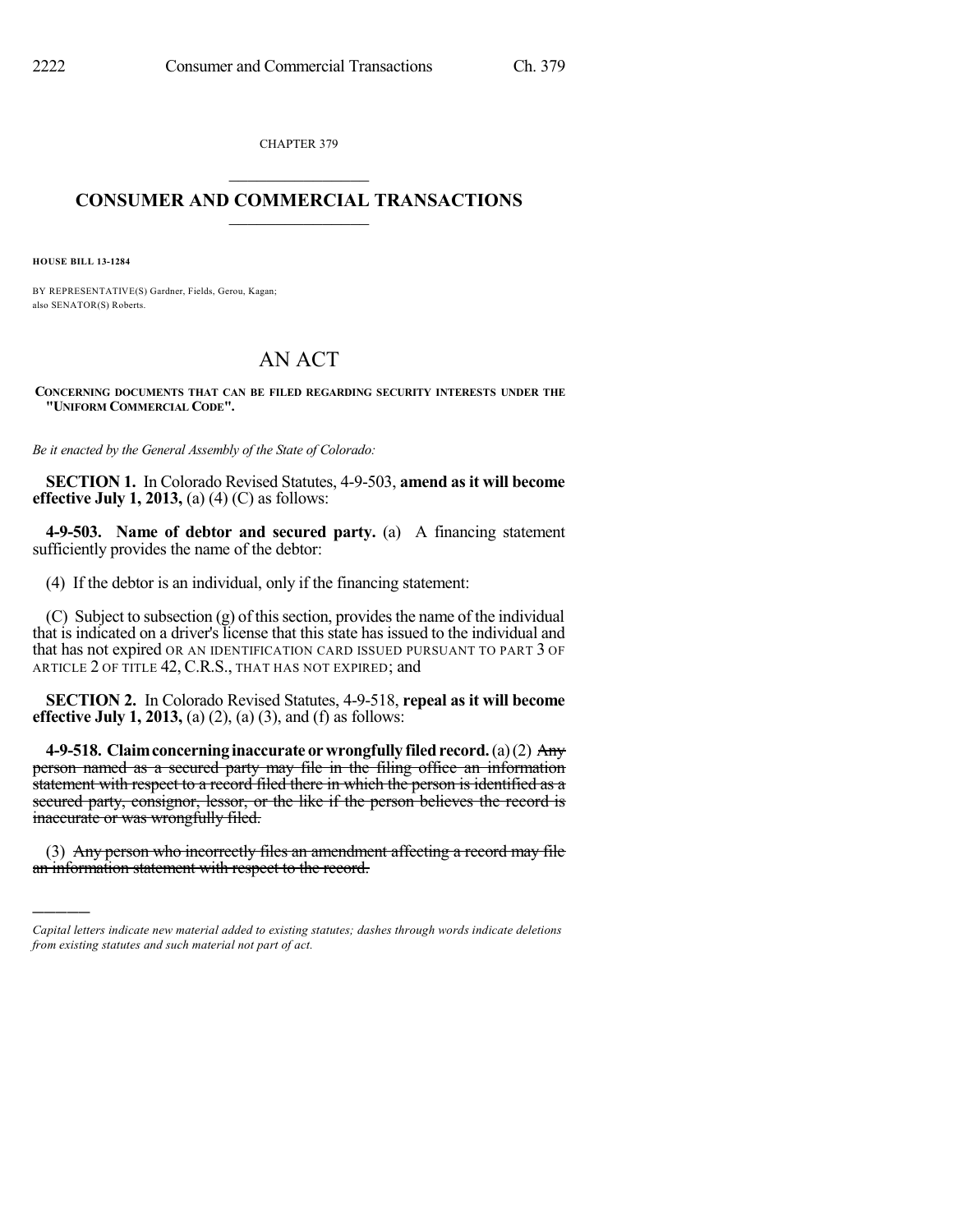CHAPTER 379

# CONSUMER AND COMMERCIAL TRANSACTIONS

**HOUSE BILL 13-1284**

BY REPRESENTATIVE(S) Gardner, Fields, Gerou, Kagan;
also SENATOR(S) Roberts.

# AN ACT

**CONCERNING DOCUMENTS THAT CAN BE FILED REGARDING SECURITY INTERESTS UNDER THE "UNIFORM COMMERCIAL CODE".**

*Be it enacted by the General Assembly of the State of Colorado:*

**SECTION 1.** In Colorado Revised Statutes, 4-9-503, **amend as it will become effective July 1, 2013,** (a) (4) (C) as follows:

**4-9-503. Name of debtor and secured party.** (a) A financing statement sufficiently provides the name of the debtor:

(4) If the debtor is an individual, only if the financing statement:

(C) Subject to subsection (g) of this section, provides the name of the individual that is indicated on a driver's license that this state has issued to the individual and that has not expired OR AN IDENTIFICATION CARD ISSUED PURSUANT TO PART 3 OF ARTICLE 2 OF TITLE 42, C.R.S., THAT HAS NOT EXPIRED; and

**SECTION 2.** In Colorado Revised Statutes, 4-9-518, **repeal as it will become effective July 1, 2013,** (a) (2), (a) (3), and (f) as follows:

**4-9-518. Claim concerning inaccurate or wrongfully filed record.** (a) (2) ~~Any person named as a secured party may file in the filing office an information statement with respect to a record filed there in which the person is identified as a secured party, consignor, lessor, or the like if the person believes the record is inaccurate or was wrongfully filed.~~

(3) ~~Any person who incorrectly files an amendment affecting a record may file an information statement with respect to the record.~~

---

*Capital letters indicate new material added to existing statutes; dashes through words indicate deletions from existing statutes and such material not part of act.*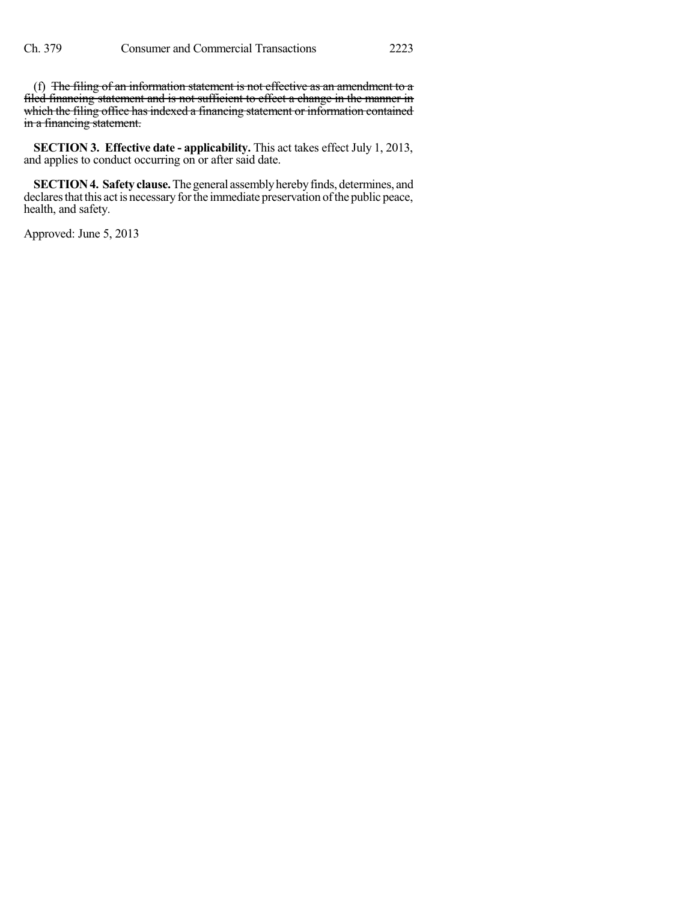(f) ~~The filing of an information statement is not effective as an amendment to a filed financing statement and is not sufficient to effect a change in the manner in which the filing office has indexed a financing statement or information contained in a financing statement.~~

**SECTION 3. Effective date - applicability.** This act takes effect July 1, 2013, and applies to conduct occurring on or after said date.

**SECTION 4. Safety clause.** The general assembly hereby finds, determines, and declares that this act is necessary for the immediate preservation of the public peace, health, and safety.

Approved: June 5, 2013